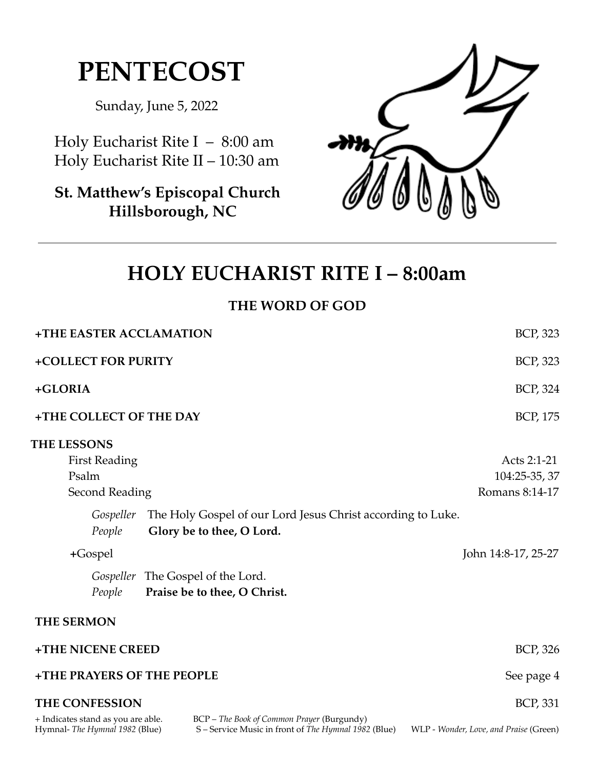# PENTECOST

Sunday, June 5, 2022

Holy Eucharist Rite I – 8:00 am
Holy Eucharist Rite II – 10:30 am

**St. Matthew's Episcopal Church**
**Hillsborough, NC**

---

## HOLY EUCHARIST RITE I – 8:00am

### THE WORD OF GOD

**+THE EASTER ACCLAMATION** BCP, 323

**+COLLECT FOR PURITY** BCP, 323

**+GLORIA** BCP, 324

**+THE COLLECT OF THE DAY** BCP, 175

**THE LESSONS**

First Reading Acts 2:1-21
Psalm 104:25-35, 37
Second Reading Romans 8:14-17

*Gospeller* The Holy Gospel of our Lord Jesus Christ according to Luke.
*People* **Glory be to thee, O Lord.**

+Gospel John 14:8-17, 25-27

*Gospeller* The Gospel of the Lord.
*People* **Praise be to thee, O Christ.**

**THE SERMON**

**+THE NICENE CREED** BCP, 326

**+THE PRAYERS OF THE PEOPLE** See page 4

**THE CONFESSION** BCP, 331

+ Indicates stand as you are able.
BCP – *The Book of Common Prayer* (Burgundy)
Hymnal- *The Hymnal 1982* (Blue)
S – Service Music in front of *The Hymnal 1982* (Blue)
WLP - *Wonder, Love, and Praise* (Green)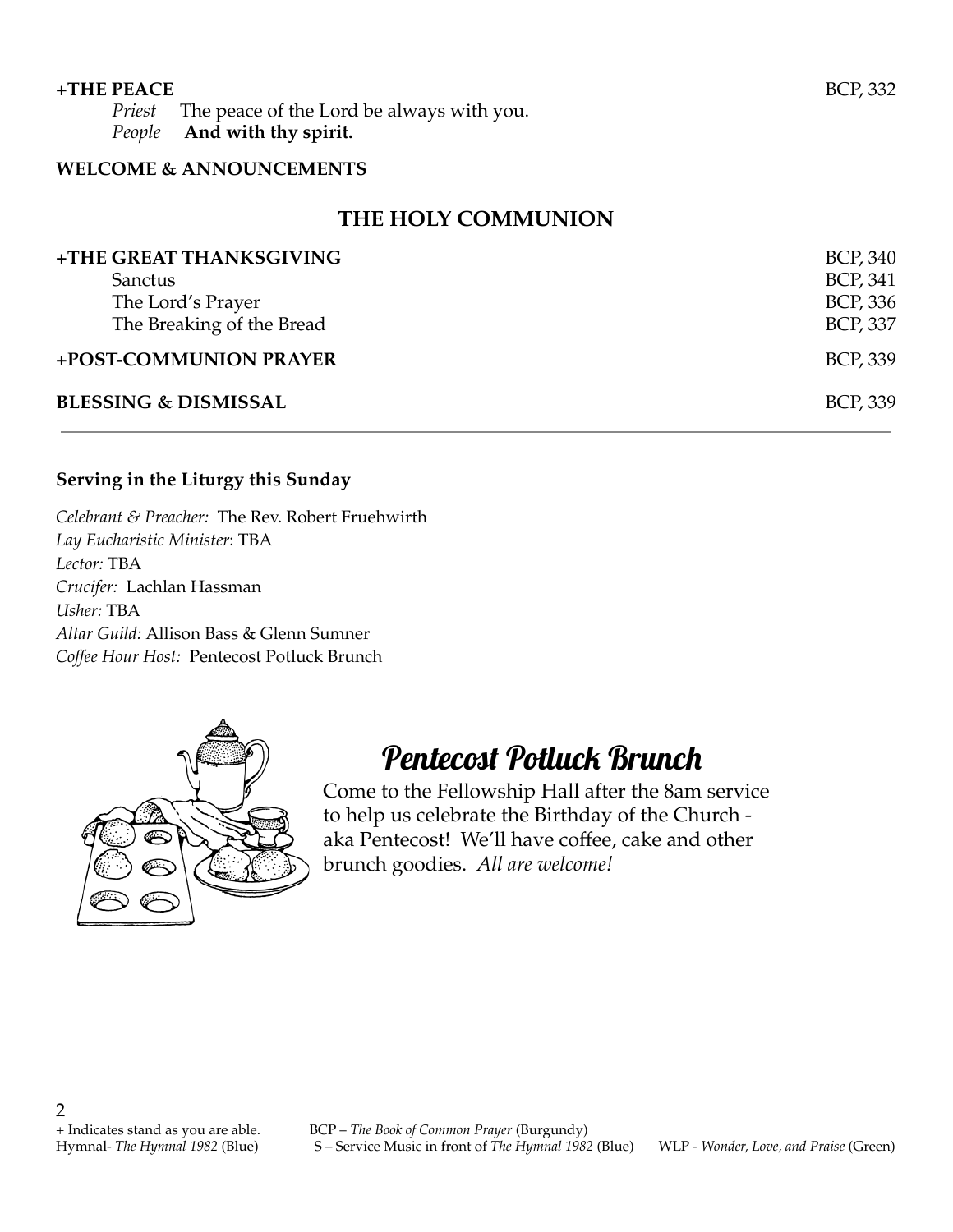**+THE PEACE** BCP, 332

*Priest* The peace of the Lord be always with you.
*People* **And with thy spirit.**

**WELCOME & ANNOUNCEMENTS**

## THE HOLY COMMUNION

**+THE GREAT THANKSGIVING** BCP, 340
Sanctus BCP, 341
The Lord's Prayer BCP, 336
The Breaking of the Bread BCP, 337

**+POST-COMMUNION PRAYER** BCP, 339

**BLESSING & DISMISSAL** BCP, 339

---

**Serving in the Liturgy this Sunday**

*Celebrant & Preacher:* The Rev. Robert Fruehwirth
*Lay Eucharistic Minister*: TBA
*Lector:* TBA
*Crucifer:* Lachlan Hassman
*Usher:* TBA
*Altar Guild:* Allison Bass & Glenn Sumner
*Coffee Hour Host:* Pentecost Potluck Brunch

## Pentecost Potluck Brunch

Come to the Fellowship Hall after the 8am service to help us celebrate the Birthday of the Church - aka Pentecost! We'll have coffee, cake and other brunch goodies. *All are welcome!*

+ Indicates stand as you are able. BCP – *The Book of Common Prayer* (Burgundy)
Hymnal- *The Hymnal 1982* (Blue) S – Service Music in front of *The Hymnal 1982* (Blue) WLP - *Wonder, Love, and Praise* (Green)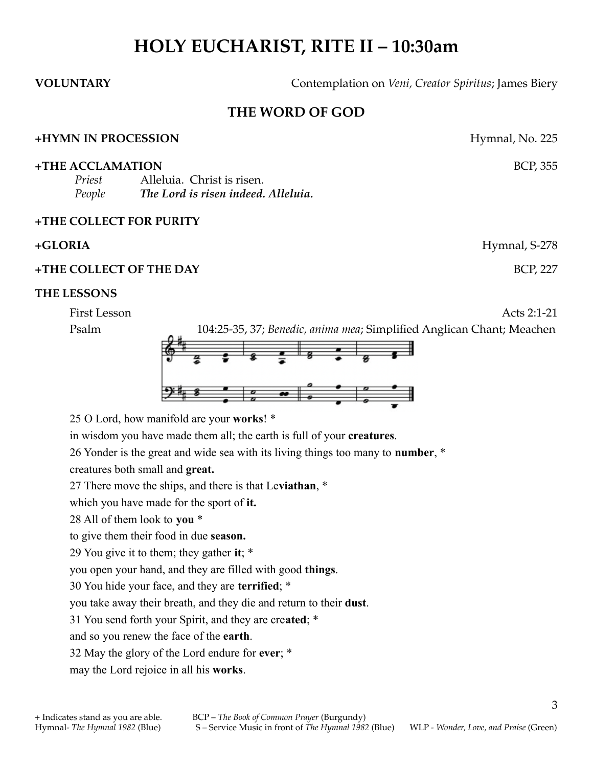# HOLY EUCHARIST, RITE II – 10:30am

**VOLUNTARY** Contemplation on *Veni, Creator Spiritus*; James Biery

## THE WORD OF GOD

**+HYMN IN PROCESSION** Hymnal, No. 225

**+THE ACCLAMATION** BCP, 355

*Priest* Alleluia. Christ is risen.
*People* ***The Lord is risen indeed. Alleluia.***

**+THE COLLECT FOR PURITY**

**+GLORIA** Hymnal, S-278

**+THE COLLECT OF THE DAY** BCP, 227

**THE LESSONS**

First Lesson Acts 2:1-21

Psalm 104:25-35, 37; *Benedic, anima mea*; Simplified Anglican Chant; Meachen

25 O Lord, how manifold are your **works**! *
in wisdom you have made them all; the earth is full of your **creatures**.
26 Yonder is the great and wide sea with its living things too many to **number**, *
creatures both small and **great.**
27 There move the ships, and there is that Le**viathan**, *
which you have made for the sport of **it.**
28 All of them look to **you** *
to give them their food in due **season.**
29 You give it to them; they gather **it**; *
you open your hand, and they are filled with good **things**.
30 You hide your face, and they are **terrified**; *
you take away their breath, and they die and return to their **dust**.
31 You send forth your Spirit, and they are cre**ated**; *
and so you renew the face of the **earth**.
32 May the glory of the Lord endure for **ever**; *
may the Lord rejoice in all his **works**.

+ Indicates stand as you are able. BCP – *The Book of Common Prayer* (Burgundy)
Hymnal- *The Hymnal 1982* (Blue) S – Service Music in front of *The Hymnal 1982* (Blue) WLP - *Wonder, Love, and Praise* (Green)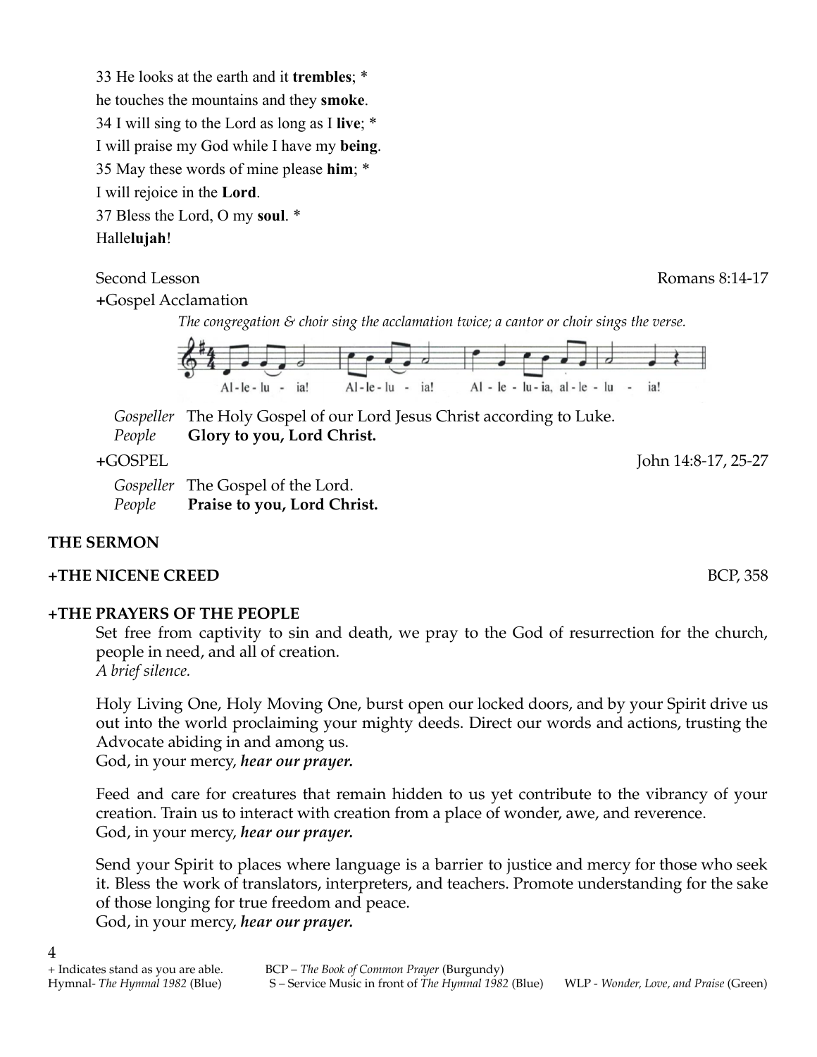33 He looks at the earth and it **trembles**; *
he touches the mountains and they **smoke**.
34 I will sing to the Lord as long as I **live**; *
I will praise my God while I have my **being**.
35 May these words of mine please **him**; *
I will rejoice in the **Lord**.
37 Bless the Lord, O my **soul**. *
Halle**lujah**!

Second Lesson — Romans 8:14-17

**+**Gospel Acclamation

*The congregation & choir sing the acclamation twice; a cantor or choir sings the verse.*

Al-le-lu - ia! Al-le-lu - ia! Al - le - lu-ia, al-le-lu - ia!

*Gospeller* The Holy Gospel of our Lord Jesus Christ according to Luke.
*People* **Glory to you, Lord Christ.**

**+**GOSPEL — John 14:8-17, 25-27

*Gospeller* The Gospel of the Lord.
*People* **Praise to you, Lord Christ.**

**THE SERMON**

**+THE NICENE CREED** — BCP, 358

**+THE PRAYERS OF THE PEOPLE**

Set free from captivity to sin and death, we pray to the God of resurrection for the church, people in need, and all of creation.
*A brief silence.*

Holy Living One, Holy Moving One, burst open our locked doors, and by your Spirit drive us out into the world proclaiming your mighty deeds. Direct our words and actions, trusting the Advocate abiding in and among us.
God, in your mercy, ***hear our prayer.***

Feed and care for creatures that remain hidden to us yet contribute to the vibrancy of your creation. Train us to interact with creation from a place of wonder, awe, and reverence.
God, in your mercy, ***hear our prayer.***

Send your Spirit to places where language is a barrier to justice and mercy for those who seek it. Bless the work of translators, interpreters, and teachers. Promote understanding for the sake of those longing for true freedom and peace.
God, in your mercy, ***hear our prayer.***

+ Indicates stand as you are able. BCP – *The Book of Common Prayer* (Burgundy)
Hymnal- *The Hymnal 1982* (Blue) S – Service Music in front of *The Hymnal 1982* (Blue) WLP - *Wonder, Love, and Praise* (Green)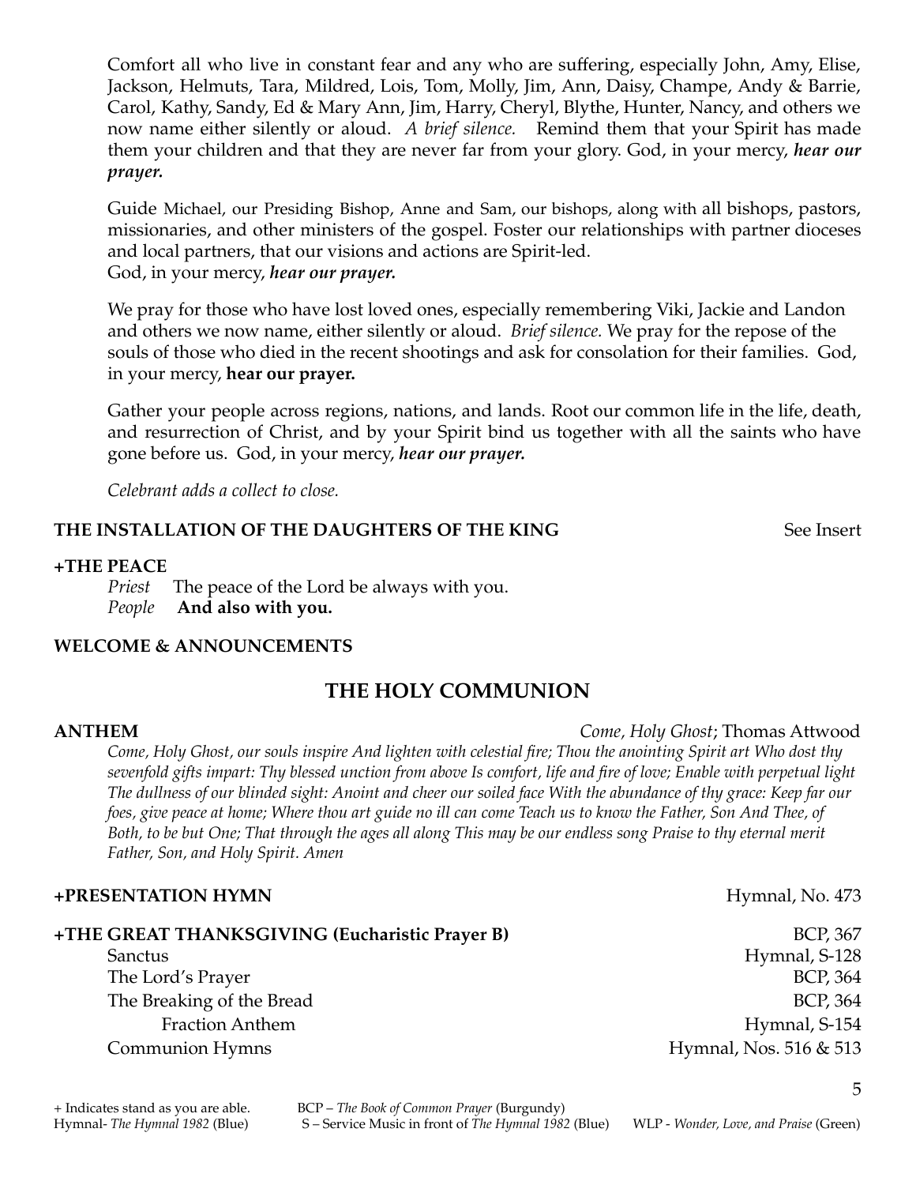Comfort all who live in constant fear and any who are suffering, especially John, Amy, Elise, Jackson, Helmuts, Tara, Mildred, Lois, Tom, Molly, Jim, Ann, Daisy, Champe, Andy & Barrie, Carol, Kathy, Sandy, Ed & Mary Ann, Jim, Harry, Cheryl, Blythe, Hunter, Nancy, and others we now name either silently or aloud. *A brief silence.* Remind them that your Spirit has made them your children and that they are never far from your glory. God, in your mercy, ***hear our prayer.***

Guide Michael, our Presiding Bishop, Anne and Sam, our bishops, along with all bishops, pastors, missionaries, and other ministers of the gospel. Foster our relationships with partner dioceses and local partners, that our visions and actions are Spirit-led.
God, in your mercy, ***hear our prayer.***

We pray for those who have lost loved ones, especially remembering Viki, Jackie and Landon and others we now name, either silently or aloud. *Brief silence.* We pray for the repose of the souls of those who died in the recent shootings and ask for consolation for their families. God, in your mercy, **hear our prayer.**

Gather your people across regions, nations, and lands. Root our common life in the life, death, and resurrection of Christ, and by your Spirit bind us together with all the saints who have gone before us. God, in your mercy, ***hear our prayer.***

*Celebrant adds a collect to close.*

**THE INSTALLATION OF THE DAUGHTERS OF THE KING** — See Insert

**+THE PEACE**

*Priest* The peace of the Lord be always with you.
*People* **And also with you.**

**WELCOME & ANNOUNCEMENTS**

## THE HOLY COMMUNION

**ANTHEM** — *Come, Holy Ghost*; Thomas Attwood

*Come, Holy Ghost, our souls inspire And lighten with celestial fire; Thou the anointing Spirit art Who dost thy sevenfold gifts impart: Thy blessed unction from above Is comfort, life and fire of love; Enable with perpetual light The dullness of our blinded sight: Anoint and cheer our soiled face With the abundance of thy grace: Keep far our foes, give peace at home; Where thou art guide no ill can come Teach us to know the Father, Son And Thee, of Both, to be but One; That through the ages all along This may be our endless song Praise to thy eternal merit Father, Son, and Holy Spirit. Amen*

**+PRESENTATION HYMN** — Hymnal, No. 473

**+THE GREAT THANKSGIVING (Eucharistic Prayer B)** — BCP, 367

- Sanctus — Hymnal, S-128
- The Lord's Prayer — BCP, 364
- The Breaking of the Bread — BCP, 364
  - Fraction Anthem — Hymnal, S-154
- Communion Hymns — Hymnal, Nos. 516 & 513

+ Indicates stand as you are able. BCP – *The Book of Common Prayer* (Burgundy)
Hymnal- *The Hymnal 1982* (Blue) S – Service Music in front of *The Hymnal 1982* (Blue) WLP - *Wonder, Love, and Praise* (Green)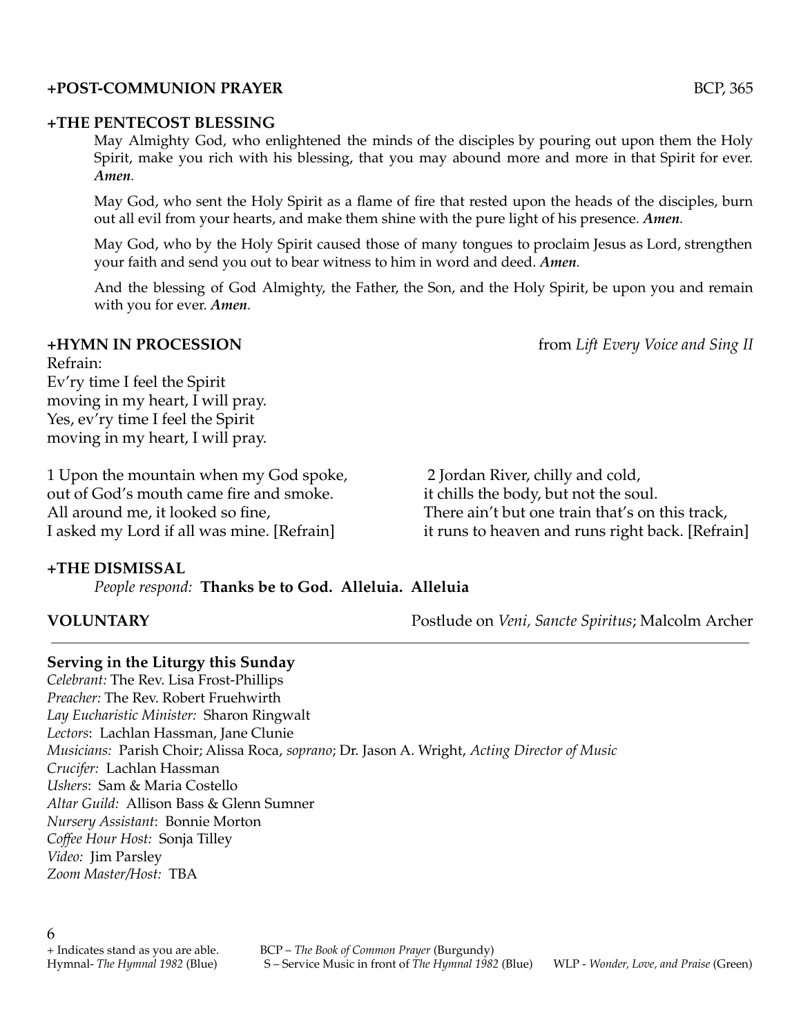**+POST-COMMUNION PRAYER** BCP, 365

**+THE PENTECOST BLESSING**

May Almighty God, who enlightened the minds of the disciples by pouring out upon them the Holy Spirit, make you rich with his blessing, that you may abound more and more in that Spirit for ever. ***Amen.***

May God, who sent the Holy Spirit as a flame of fire that rested upon the heads of the disciples, burn out all evil from your hearts, and make them shine with the pure light of his presence. ***Amen.***

May God, who by the Holy Spirit caused those of many tongues to proclaim Jesus as Lord, strengthen your faith and send you out to bear witness to him in word and deed. ***Amen.***

And the blessing of God Almighty, the Father, the Son, and the Holy Spirit, be upon you and remain with you for ever. ***Amen.***

**+HYMN IN PROCESSION** from *Lift Every Voice and Sing II*

Refrain:
Ev'ry time I feel the Spirit
moving in my heart, I will pray.
Yes, ev'ry time I feel the Spirit
moving in my heart, I will pray.

1 Upon the mountain when my God spoke,
out of God's mouth came fire and smoke.
All around me, it looked so fine,
I asked my Lord if all was mine. [Refrain]

2 Jordan River, chilly and cold,
it chills the body, but not the soul.
There ain't but one train that's on this track,
it runs to heaven and runs right back. [Refrain]

**+THE DISMISSAL**

*People respond:* **Thanks be to God. Alleluia. Alleluia**

**VOLUNTARY** Postlude on *Veni, Sancte Spiritus*; Malcolm Archer

---

**Serving in the Liturgy this Sunday**

*Celebrant:* The Rev. Lisa Frost-Phillips
*Preacher:* The Rev. Robert Fruehwirth
*Lay Eucharistic Minister:* Sharon Ringwalt
*Lectors*: Lachlan Hassman, Jane Clunie
*Musicians:* Parish Choir; Alissa Roca, *soprano*; Dr. Jason A. Wright, *Acting Director of Music*
*Crucifer:* Lachlan Hassman
*Ushers*: Sam & Maria Costello
*Altar Guild:* Allison Bass & Glenn Sumner
*Nursery Assistant*: Bonnie Morton
*Coffee Hour Host:* Sonja Tilley
*Video:* Jim Parsley
*Zoom Master/Host:* TBA

+ Indicates stand as you are able. BCP – *The Book of Common Prayer* (Burgundy)
Hymnal- *The Hymnal 1982* (Blue) S – Service Music in front of *The Hymnal 1982* (Blue) WLP - *Wonder, Love, and Praise* (Green)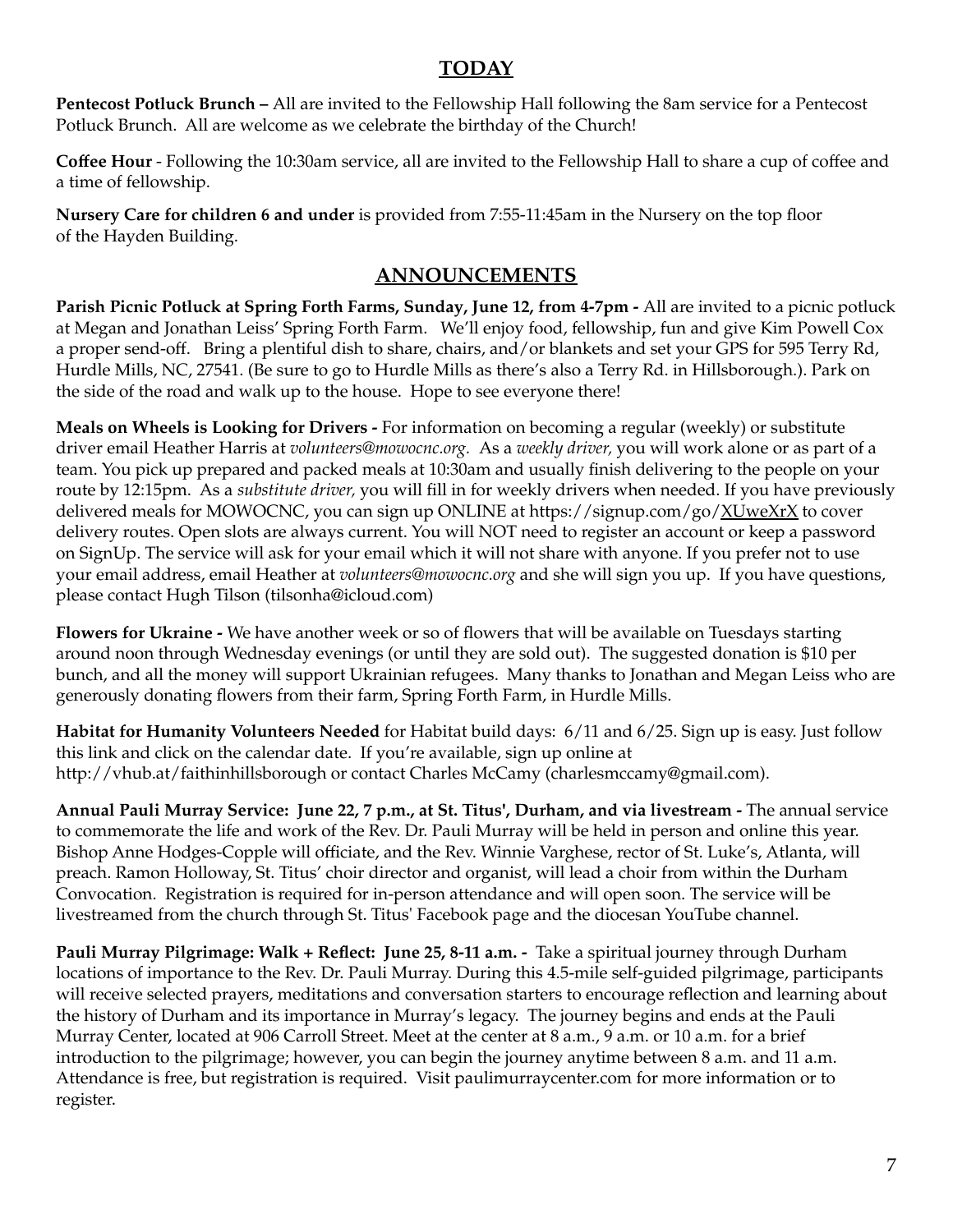## TODAY

**Pentecost Potluck Brunch –** All are invited to the Fellowship Hall following the 8am service for a Pentecost Potluck Brunch. All are welcome as we celebrate the birthday of the Church!

**Coffee Hour** - Following the 10:30am service, all are invited to the Fellowship Hall to share a cup of coffee and a time of fellowship.

**Nursery Care for children 6 and under** is provided from 7:55-11:45am in the Nursery on the top floor of the Hayden Building.

## ANNOUNCEMENTS

**Parish Picnic Potluck at Spring Forth Farms, Sunday, June 12, from 4-7pm -** All are invited to a picnic potluck at Megan and Jonathan Leiss' Spring Forth Farm. We'll enjoy food, fellowship, fun and give Kim Powell Cox a proper send-off. Bring a plentiful dish to share, chairs, and/or blankets and set your GPS for 595 Terry Rd, Hurdle Mills, NC, 27541. (Be sure to go to Hurdle Mills as there's also a Terry Rd. in Hillsborough.). Park on the side of the road and walk up to the house. Hope to see everyone there!

**Meals on Wheels is Looking for Drivers -** For information on becoming a regular (weekly) or substitute driver email Heather Harris at *volunteers@mowocnc.org.* As a *weekly driver,* you will work alone or as part of a team. You pick up prepared and packed meals at 10:30am and usually finish delivering to the people on your route by 12:15pm. As a *substitute driver,* you will fill in for weekly drivers when needed. If you have previously delivered meals for MOWOCNC, you can sign up ONLINE at https://signup.com/go/XUweXrX to cover delivery routes. Open slots are always current. You will NOT need to register an account or keep a password on SignUp. The service will ask for your email which it will not share with anyone. If you prefer not to use your email address, email Heather at *volunteers@mowocnc.org* and she will sign you up. If you have questions, please contact Hugh Tilson (tilsonha@icloud.com)

**Flowers for Ukraine -** We have another week or so of flowers that will be available on Tuesdays starting around noon through Wednesday evenings (or until they are sold out). The suggested donation is $10 per bunch, and all the money will support Ukrainian refugees. Many thanks to Jonathan and Megan Leiss who are generously donating flowers from their farm, Spring Forth Farm, in Hurdle Mills.

**Habitat for Humanity Volunteers Needed** for Habitat build days: 6/11 and 6/25. Sign up is easy. Just follow this link and click on the calendar date. If you're available, sign up online at http://vhub.at/faithinhillsborough or contact Charles McCamy (charlesmccamy@gmail.com).

**Annual Pauli Murray Service: June 22, 7 p.m., at St. Titus', Durham, and via livestream -** The annual service to commemorate the life and work of the Rev. Dr. Pauli Murray will be held in person and online this year. Bishop Anne Hodges-Copple will officiate, and the Rev. Winnie Varghese, rector of St. Luke's, Atlanta, will preach. Ramon Holloway, St. Titus' choir director and organist, will lead a choir from within the Durham Convocation. Registration is required for in-person attendance and will open soon. The service will be livestreamed from the church through St. Titus' Facebook page and the diocesan YouTube channel.

**Pauli Murray Pilgrimage: Walk + Reflect: June 25, 8-11 a.m. -** Take a spiritual journey through Durham locations of importance to the Rev. Dr. Pauli Murray. During this 4.5-mile self-guided pilgrimage, participants will receive selected prayers, meditations and conversation starters to encourage reflection and learning about the history of Durham and its importance in Murray's legacy. The journey begins and ends at the Pauli Murray Center, located at 906 Carroll Street. Meet at the center at 8 a.m., 9 a.m. or 10 a.m. for a brief introduction to the pilgrimage; however, you can begin the journey anytime between 8 a.m. and 11 a.m. Attendance is free, but registration is required. Visit paulimurraycenter.com for more information or to register.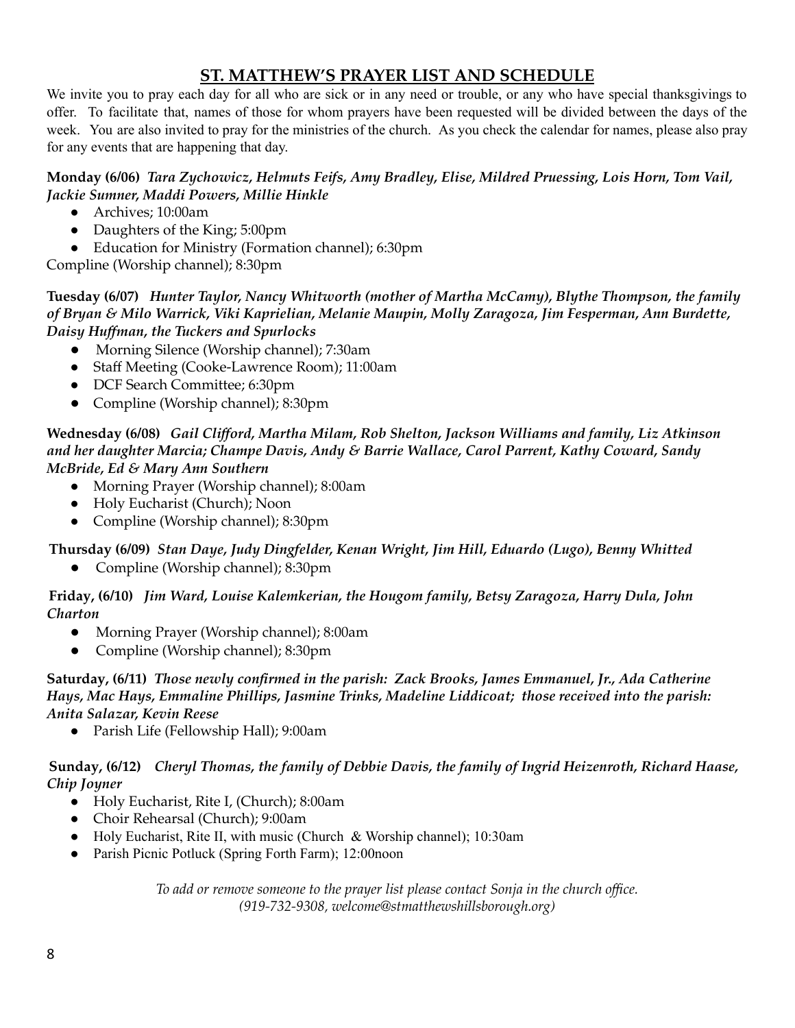## ST. MATTHEW'S PRAYER LIST AND SCHEDULE

We invite you to pray each day for all who are sick or in any need or trouble, or any who have special thanksgivings to offer. To facilitate that, names of those for whom prayers have been requested will be divided between the days of the week. You are also invited to pray for the ministries of the church. As you check the calendar for names, please also pray for any events that are happening that day.

**Monday (6/06)** ***Tara Zychowicz, Helmuts Feifs, Amy Bradley, Elise, Mildred Pruessing, Lois Horn, Tom Vail, Jackie Sumner, Maddi Powers, Millie Hinkle***

- Archives; 10:00am
- Daughters of the King; 5:00pm
- Education for Ministry (Formation channel); 6:30pm

Compline (Worship channel); 8:30pm

**Tuesday (6/07)** ***Hunter Taylor, Nancy Whitworth (mother of Martha McCamy), Blythe Thompson, the family of Bryan & Milo Warrick, Viki Kaprielian, Melanie Maupin, Molly Zaragoza, Jim Fesperman, Ann Burdette, Daisy Huffman, the Tuckers and Spurlocks***

- Morning Silence (Worship channel); 7:30am
- Staff Meeting (Cooke-Lawrence Room); 11:00am
- DCF Search Committee; 6:30pm
- Compline (Worship channel); 8:30pm

**Wednesday (6/08)** ***Gail Clifford, Martha Milam, Rob Shelton, Jackson Williams and family, Liz Atkinson and her daughter Marcia; Champe Davis, Andy & Barrie Wallace, Carol Parrent, Kathy Coward, Sandy McBride, Ed & Mary Ann Southern***

- Morning Prayer (Worship channel); 8:00am
- Holy Eucharist (Church); Noon
- Compline (Worship channel); 8:30pm

**Thursday (6/09)** ***Stan Daye, Judy Dingfelder, Kenan Wright, Jim Hill, Eduardo (Lugo), Benny Whitted***

- Compline (Worship channel); 8:30pm

**Friday, (6/10)** ***Jim Ward, Louise Kalemkerian, the Hougom family, Betsy Zaragoza, Harry Dula, John Charton***

- Morning Prayer (Worship channel); 8:00am
- Compline (Worship channel); 8:30pm

**Saturday, (6/11)** ***Those newly confirmed in the parish: Zack Brooks, James Emmanuel, Jr., Ada Catherine Hays, Mac Hays, Emmaline Phillips, Jasmine Trinks, Madeline Liddicoat; those received into the parish: Anita Salazar, Kevin Reese***

- Parish Life (Fellowship Hall); 9:00am

**Sunday, (6/12)** ***Cheryl Thomas, the family of Debbie Davis, the family of Ingrid Heizenroth, Richard Haase, Chip Joyner***

- Holy Eucharist, Rite I, (Church); 8:00am
- Choir Rehearsal (Church); 9:00am
- Holy Eucharist, Rite II, with music (Church & Worship channel); 10:30am
- Parish Picnic Potluck (Spring Forth Farm); 12:00noon

*To add or remove someone to the prayer list please contact Sonja in the church office. (919-732-9308, welcome@stmatthewshillsborough.org)*